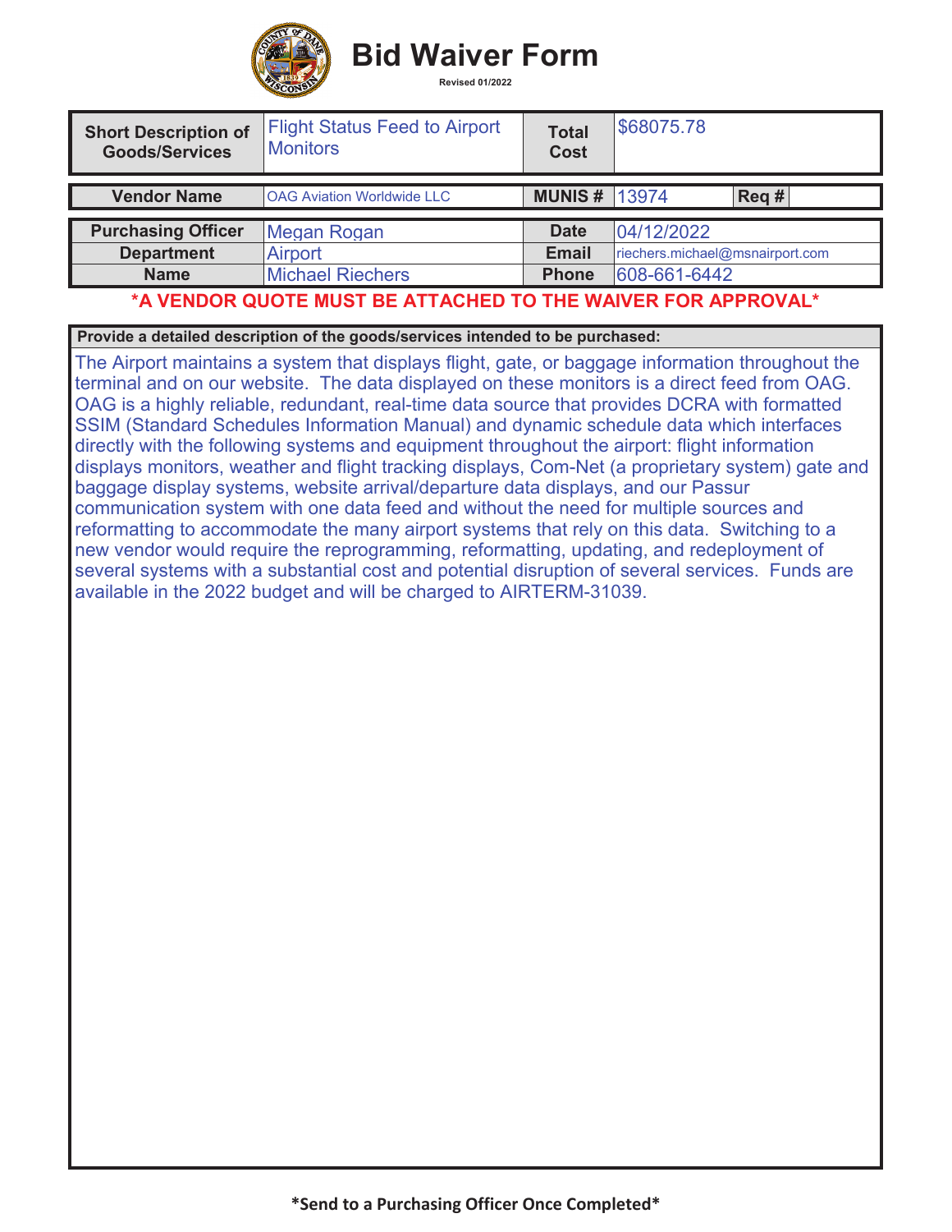# Bid Waiver Form

Revised 01/2022

| Short Description of Goods/Services | Flight Status Feed to Airport Monitors | Total Cost | $68075.78 |
|---|---|---|---|

| Vendor Name | OAG Aviation Worldwide LLC | MUNIS # | 13974 | Req # | |
|---|---|---|---|---|---|

| Purchasing Officer | Megan Rogan | Date | 04/12/2022 |
|---|---|---|---|
| Department | Airport | Email | riechers.michael@msnairport.com |
| Name | Michael Riechers | Phone | 608-661-6442 |

**\*A VENDOR QUOTE MUST BE ATTACHED TO THE WAIVER FOR APPROVAL\***

**Provide a detailed description of the goods/services intended to be purchased:**

The Airport maintains a system that displays flight, gate, or baggage information throughout the terminal and on our website. The data displayed on these monitors is a direct feed from OAG. OAG is a highly reliable, redundant, real-time data source that provides DCRA with formatted SSIM (Standard Schedules Information Manual) and dynamic schedule data which interfaces directly with the following systems and equipment throughout the airport: flight information displays monitors, weather and flight tracking displays, Com-Net (a proprietary system) gate and baggage display systems, website arrival/departure data displays, and our Passur communication system with one data feed and without the need for multiple sources and reformatting to accommodate the many airport systems that rely on this data. Switching to a new vendor would require the reprogramming, reformatting, updating, and redeployment of several systems with a substantial cost and potential disruption of several services. Funds are available in the 2022 budget and will be charged to AIRTERM-31039.

**\*Send to a Purchasing Officer Once Completed\***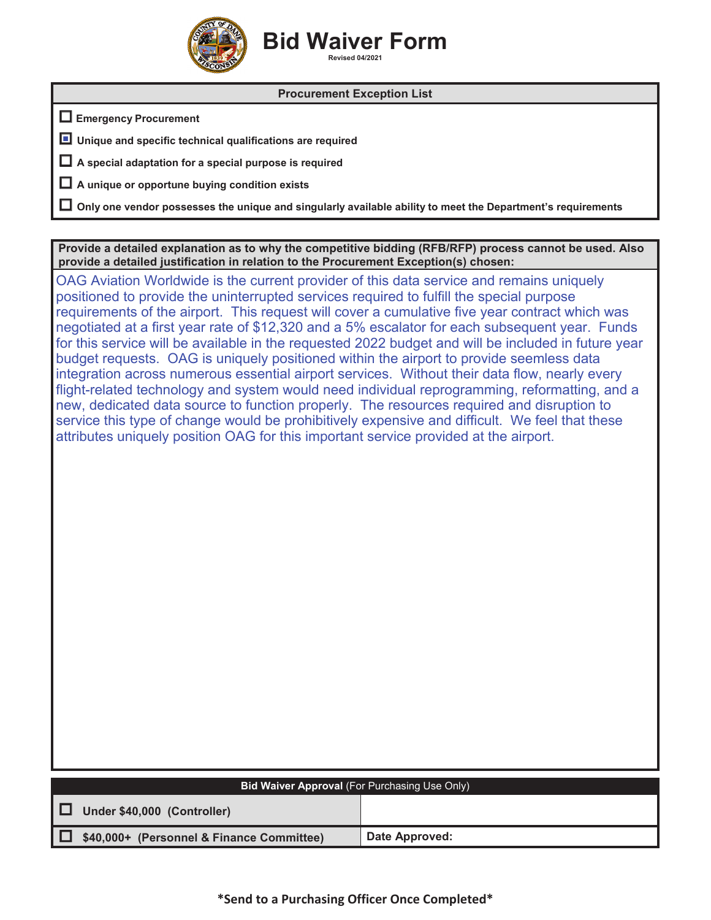# Bid Waiver Form

Revised 04/2021

| Procurement Exception List |
|---|
| ☐ **Emergency Procurement** |
| ☒ **Unique and specific technical qualifications are required** |
| ☐ **A special adaptation for a special purpose is required** |
| ☐ **A unique or opportune buying condition exists** |
| ☐ **Only one vendor possesses the unique and singularly available ability to meet the Department's requirements** |

**Provide a detailed explanation as to why the competitive bidding (RFB/RFP) process cannot be used. Also provide a detailed justification in relation to the Procurement Exception(s) chosen:**

OAG Aviation Worldwide is the current provider of this data service and remains uniquely positioned to provide the uninterrupted services required to fulfill the special purpose requirements of the airport. This request will cover a cumulative five year contract which was negotiated at a first year rate of $12,320 and a 5% escalator for each subsequent year. Funds for this service will be available in the requested 2022 budget and will be included in future year budget requests. OAG is uniquely positioned within the airport to provide seemless data integration across numerous essential airport services. Without their data flow, nearly every flight-related technology and system would need individual reprogramming, reformatting, and a new, dedicated data source to function properly. The resources required and disruption to service this type of change would be prohibitively expensive and difficult. We feel that these attributes uniquely position OAG for this important service provided at the airport.

| **Bid Waiver Approval** (For Purchasing Use Only) | |
|---|---|
| ☐ **Under $40,000 (Controller)** | |
| ☐ **$40,000+ (Personnel & Finance Committee)** | **Date Approved:** |

***Send to a Purchasing Officer Once Completed***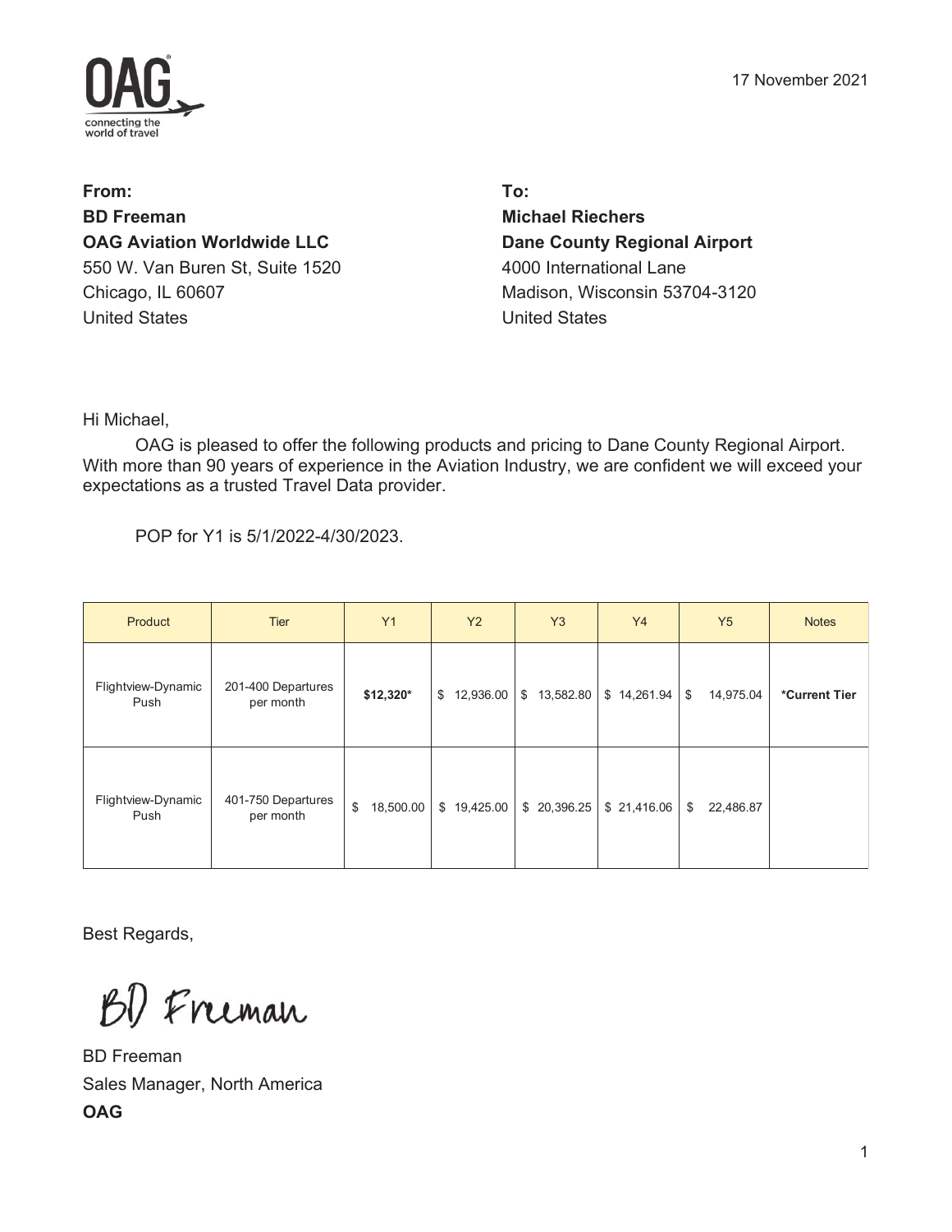17 November 2021

**From:**
**BD Freeman**
**OAG Aviation Worldwide LLC**
550 W. Van Buren St, Suite 1520
Chicago, IL 60607
United States

**To:**
**Michael Riechers**
**Dane County Regional Airport**
4000 International Lane
Madison, Wisconsin 53704-3120
United States

Hi Michael,

OAG is pleased to offer the following products and pricing to Dane County Regional Airport. With more than 90 years of experience in the Aviation Industry, we are confident we will exceed your expectations as a trusted Travel Data provider.

POP for Y1 is 5/1/2022-4/30/2023.

| Product | Tier | Y1 | Y2 | Y3 | Y4 | Y5 | Notes |
|---|---|---|---|---|---|---|---|
| Flightview-Dynamic Push | 201-400 Departures per month | **$12,320*** | $ 12,936.00 | $ 13,582.80 | $ 14,261.94 | $ 14,975.04 | ***Current Tier** |
| Flightview-Dynamic Push | 401-750 Departures per month | $ 18,500.00 | $ 19,425.00 | $ 20,396.25 | $ 21,416.06 | $ 22,486.87 | |

Best Regards,

BD Freeman

BD Freeman
Sales Manager, North America
**OAG**